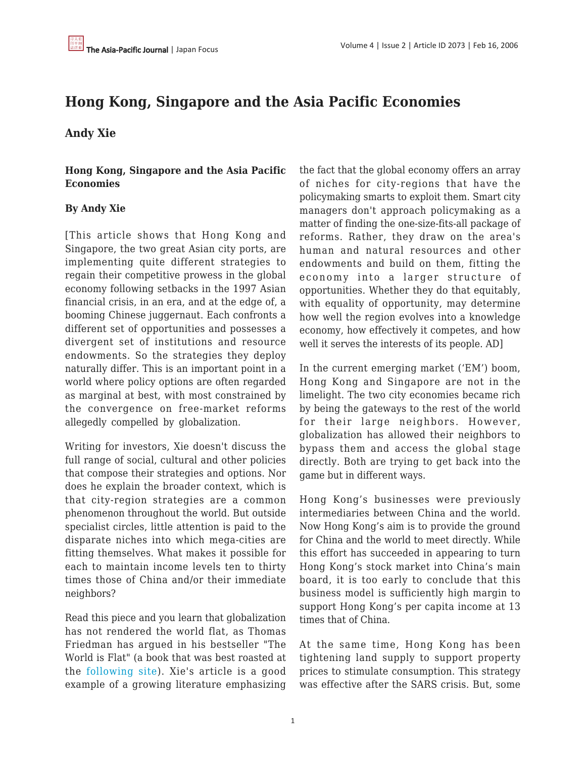# Hong Kong, Singapore and the Asia Pacific Economies

## Andy Xie

**Hong Kong, Singapore and the Asia Pacific Economies**

**By Andy Xie**

[This article shows that Hong Kong and Singapore, the two great Asian city ports, are implementing quite different strategies to regain their competitive prowess in the global economy following setbacks in the 1997 Asian financial crisis, in an era, and at the edge of, a booming Chinese juggernaut. Each confronts a different set of opportunities and possesses a divergent set of institutions and resource endowments. So the strategies they deploy naturally differ. This is an important point in a world where policy options are often regarded as marginal at best, with most constrained by the convergence on free-market reforms allegedly compelled by globalization.

Writing for investors, Xie doesn't discuss the full range of social, cultural and other policies that compose their strategies and options. Nor does he explain the broader context, which is that city-region strategies are a common phenomenon throughout the world. But outside specialist circles, little attention is paid to the disparate niches into which mega-cities are fitting themselves. What makes it possible for each to maintain income levels ten to thirty times those of China and/or their immediate neighbors?

Read this piece and you learn that globalization has not rendered the world flat, as Thomas Friedman has argued in his bestseller "The World is Flat" (a book that was best roasted at the following site). Xie's article is a good example of a growing literature emphasizing the fact that the global economy offers an array of niches for city-regions that have the policymaking smarts to exploit them. Smart city managers don't approach policymaking as a matter of finding the one-size-fits-all package of reforms. Rather, they draw on the area's human and natural resources and other endowments and build on them, fitting the economy into a larger structure of opportunities. Whether they do that equitably, with equality of opportunity, may determine how well the region evolves into a knowledge economy, how effectively it competes, and how well it serves the interests of its people. AD]

In the current emerging market ('EM') boom, Hong Kong and Singapore are not in the limelight. The two city economies became rich by being the gateways to the rest of the world for their large neighbors. However, globalization has allowed their neighbors to bypass them and access the global stage directly. Both are trying to get back into the game but in different ways.

Hong Kong's businesses were previously intermediaries between China and the world. Now Hong Kong's aim is to provide the ground for China and the world to meet directly. While this effort has succeeded in appearing to turn Hong Kong's stock market into China's main board, it is too early to conclude that this business model is sufficiently high margin to support Hong Kong's per capita income at 13 times that of China.

At the same time, Hong Kong has been tightening land supply to support property prices to stimulate consumption. This strategy was effective after the SARS crisis. But, some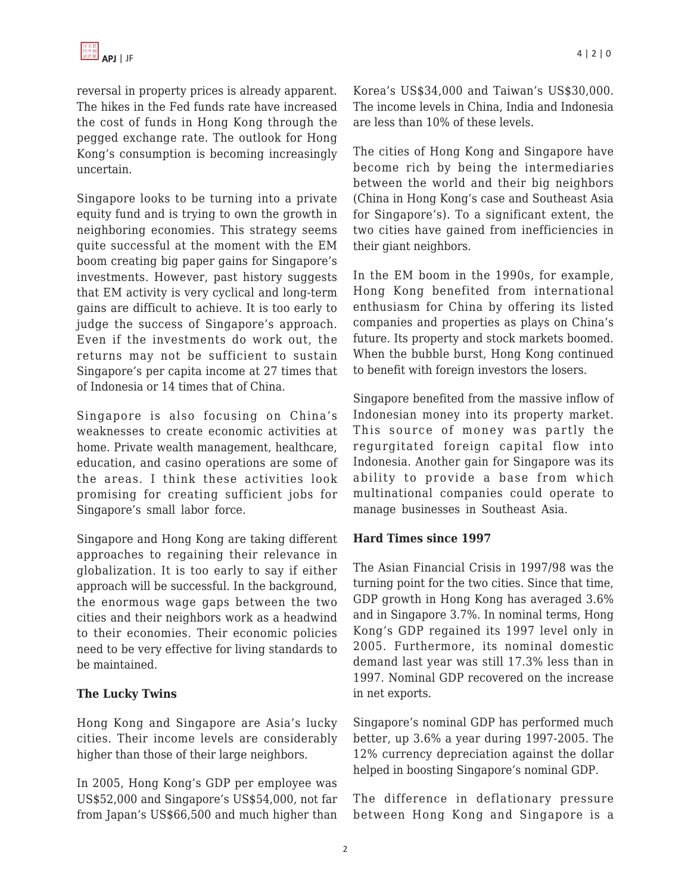reversal in property prices is already apparent. The hikes in the Fed funds rate have increased the cost of funds in Hong Kong through the pegged exchange rate. The outlook for Hong Kong's consumption is becoming increasingly uncertain.

Singapore looks to be turning into a private equity fund and is trying to own the growth in neighboring economies. This strategy seems quite successful at the moment with the EM boom creating big paper gains for Singapore's investments. However, past history suggests that EM activity is very cyclical and long-term gains are difficult to achieve. It is too early to judge the success of Singapore's approach. Even if the investments do work out, the returns may not be sufficient to sustain Singapore's per capita income at 27 times that of Indonesia or 14 times that of China.

Singapore is also focusing on China's weaknesses to create economic activities at home. Private wealth management, healthcare, education, and casino operations are some of the areas. I think these activities look promising for creating sufficient jobs for Singapore's small labor force.

Singapore and Hong Kong are taking different approaches to regaining their relevance in globalization. It is too early to say if either approach will be successful. In the background, the enormous wage gaps between the two cities and their neighbors work as a headwind to their economies. Their economic policies need to be very effective for living standards to be maintained.

**The Lucky Twins**

Hong Kong and Singapore are Asia's lucky cities. Their income levels are considerably higher than those of their large neighbors.

In 2005, Hong Kong's GDP per employee was US$52,000 and Singapore's US$54,000, not far from Japan's US$66,500 and much higher than Korea's US$34,000 and Taiwan's US$30,000. The income levels in China, India and Indonesia are less than 10% of these levels.

The cities of Hong Kong and Singapore have become rich by being the intermediaries between the world and their big neighbors (China in Hong Kong's case and Southeast Asia for Singapore's). To a significant extent, the two cities have gained from inefficiencies in their giant neighbors.

In the EM boom in the 1990s, for example, Hong Kong benefited from international enthusiasm for China by offering its listed companies and properties as plays on China's future. Its property and stock markets boomed. When the bubble burst, Hong Kong continued to benefit with foreign investors the losers.

Singapore benefited from the massive inflow of Indonesian money into its property market. This source of money was partly the regurgitated foreign capital flow into Indonesia. Another gain for Singapore was its ability to provide a base from which multinational companies could operate to manage businesses in Southeast Asia.

**Hard Times since 1997**

The Asian Financial Crisis in 1997/98 was the turning point for the two cities. Since that time, GDP growth in Hong Kong has averaged 3.6% and in Singapore 3.7%. In nominal terms, Hong Kong's GDP regained its 1997 level only in 2005. Furthermore, its nominal domestic demand last year was still 17.3% less than in 1997. Nominal GDP recovered on the increase in net exports.

Singapore's nominal GDP has performed much better, up 3.6% a year during 1997-2005. The 12% currency depreciation against the dollar helped in boosting Singapore's nominal GDP.

The difference in deflationary pressure between Hong Kong and Singapore is a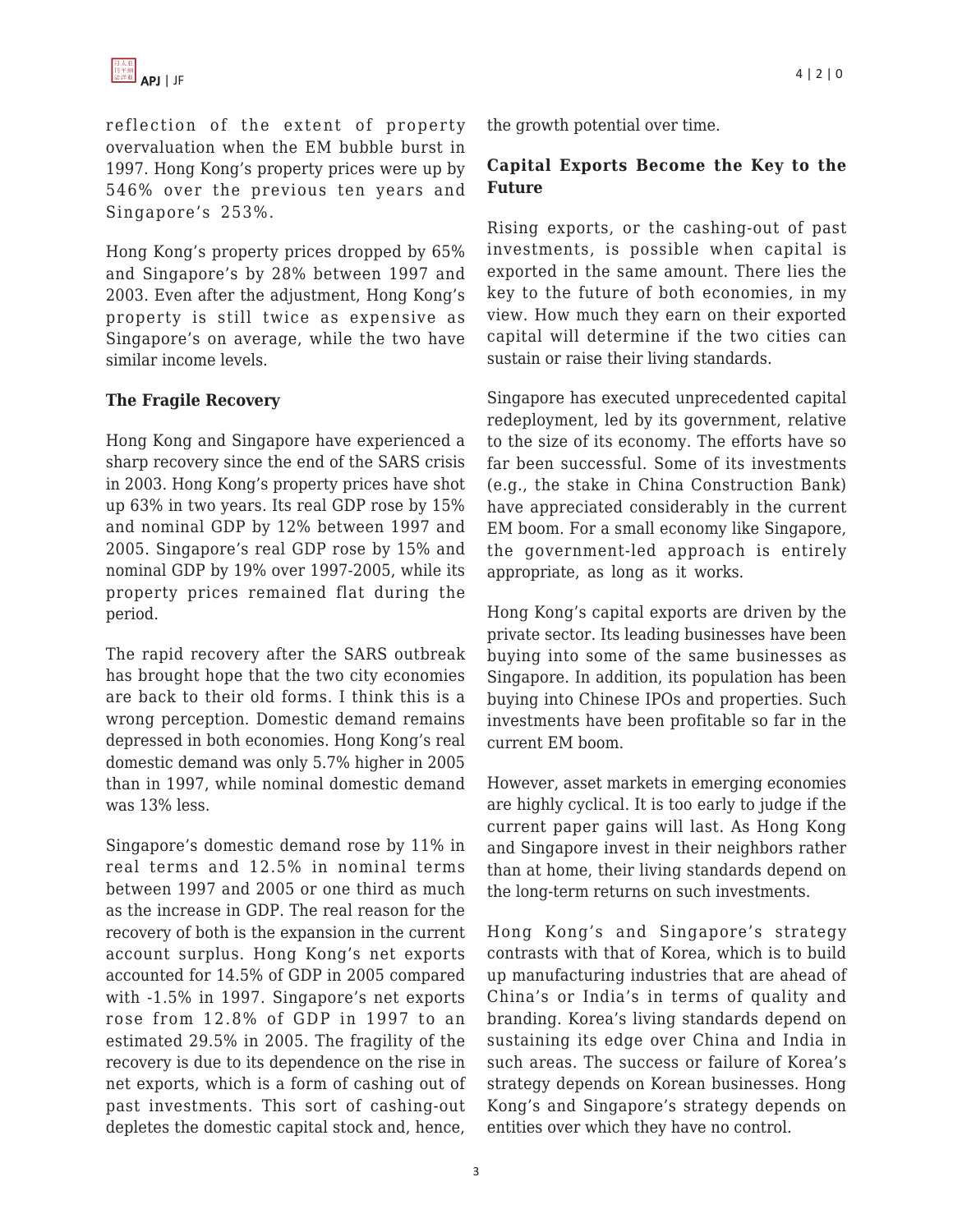reflection of the extent of property overvaluation when the EM bubble burst in 1997. Hong Kong's property prices were up by 546% over the previous ten years and Singapore's 253%.

Hong Kong's property prices dropped by 65% and Singapore's by 28% between 1997 and 2003. Even after the adjustment, Hong Kong's property is still twice as expensive as Singapore's on average, while the two have similar income levels.

**The Fragile Recovery**

Hong Kong and Singapore have experienced a sharp recovery since the end of the SARS crisis in 2003. Hong Kong's property prices have shot up 63% in two years. Its real GDP rose by 15% and nominal GDP by 12% between 1997 and 2005. Singapore's real GDP rose by 15% and nominal GDP by 19% over 1997-2005, while its property prices remained flat during the period.

The rapid recovery after the SARS outbreak has brought hope that the two city economies are back to their old forms. I think this is a wrong perception. Domestic demand remains depressed in both economies. Hong Kong's real domestic demand was only 5.7% higher in 2005 than in 1997, while nominal domestic demand was 13% less.

Singapore's domestic demand rose by 11% in real terms and 12.5% in nominal terms between 1997 and 2005 or one third as much as the increase in GDP. The real reason for the recovery of both is the expansion in the current account surplus. Hong Kong's net exports accounted for 14.5% of GDP in 2005 compared with -1.5% in 1997. Singapore's net exports rose from 12.8% of GDP in 1997 to an estimated 29.5% in 2005. The fragility of the recovery is due to its dependence on the rise in net exports, which is a form of cashing out of past investments. This sort of cashing-out depletes the domestic capital stock and, hence, the growth potential over time.

**Capital Exports Become the Key to the Future**

Rising exports, or the cashing-out of past investments, is possible when capital is exported in the same amount. There lies the key to the future of both economies, in my view. How much they earn on their exported capital will determine if the two cities can sustain or raise their living standards.

Singapore has executed unprecedented capital redeployment, led by its government, relative to the size of its economy. The efforts have so far been successful. Some of its investments (e.g., the stake in China Construction Bank) have appreciated considerably in the current EM boom. For a small economy like Singapore, the government-led approach is entirely appropriate, as long as it works.

Hong Kong's capital exports are driven by the private sector. Its leading businesses have been buying into some of the same businesses as Singapore. In addition, its population has been buying into Chinese IPOs and properties. Such investments have been profitable so far in the current EM boom.

However, asset markets in emerging economies are highly cyclical. It is too early to judge if the current paper gains will last. As Hong Kong and Singapore invest in their neighbors rather than at home, their living standards depend on the long-term returns on such investments.

Hong Kong's and Singapore's strategy contrasts with that of Korea, which is to build up manufacturing industries that are ahead of China's or India's in terms of quality and branding. Korea's living standards depend on sustaining its edge over China and India in such areas. The success or failure of Korea's strategy depends on Korean businesses. Hong Kong's and Singapore's strategy depends on entities over which they have no control.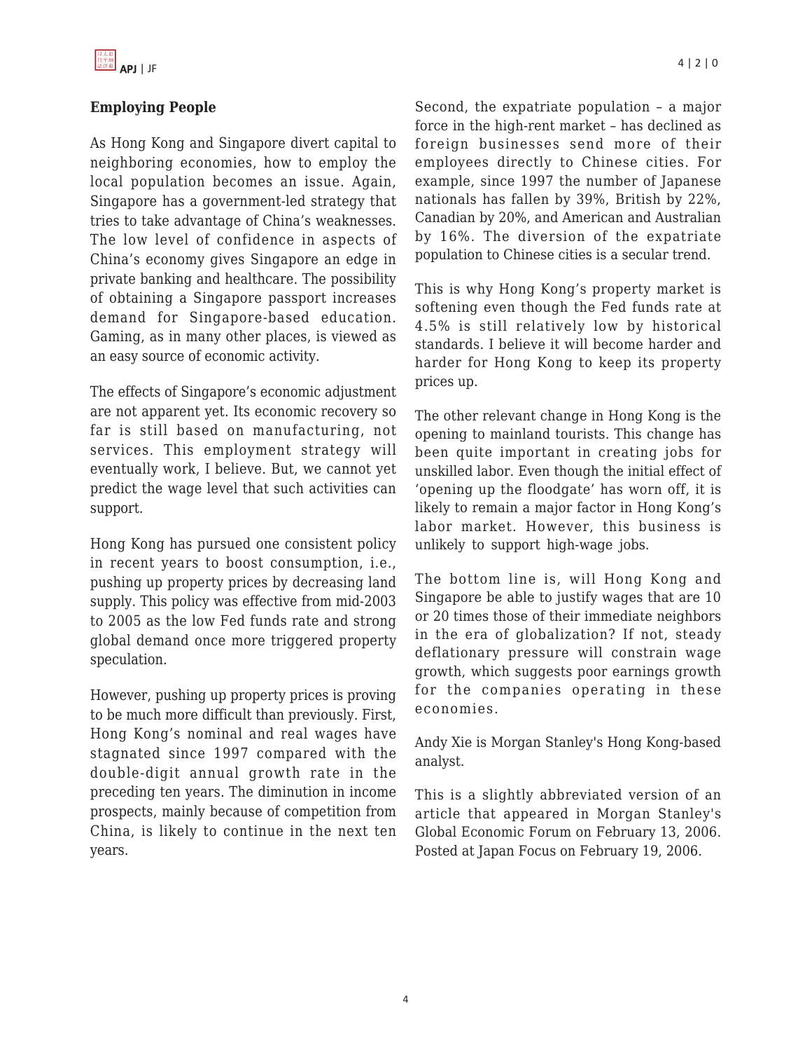## Employing People

As Hong Kong and Singapore divert capital to neighboring economies, how to employ the local population becomes an issue. Again, Singapore has a government-led strategy that tries to take advantage of China's weaknesses. The low level of confidence in aspects of China's economy gives Singapore an edge in private banking and healthcare. The possibility of obtaining a Singapore passport increases demand for Singapore-based education. Gaming, as in many other places, is viewed as an easy source of economic activity.

The effects of Singapore's economic adjustment are not apparent yet. Its economic recovery so far is still based on manufacturing, not services. This employment strategy will eventually work, I believe. But, we cannot yet predict the wage level that such activities can support.

Hong Kong has pursued one consistent policy in recent years to boost consumption, i.e., pushing up property prices by decreasing land supply. This policy was effective from mid-2003 to 2005 as the low Fed funds rate and strong global demand once more triggered property speculation.

However, pushing up property prices is proving to be much more difficult than previously. First, Hong Kong's nominal and real wages have stagnated since 1997 compared with the double-digit annual growth rate in the preceding ten years. The diminution in income prospects, mainly because of competition from China, is likely to continue in the next ten years.

Second, the expatriate population – a major force in the high-rent market – has declined as foreign businesses send more of their employees directly to Chinese cities. For example, since 1997 the number of Japanese nationals has fallen by 39%, British by 22%, Canadian by 20%, and American and Australian by 16%. The diversion of the expatriate population to Chinese cities is a secular trend.

This is why Hong Kong's property market is softening even though the Fed funds rate at 4.5% is still relatively low by historical standards. I believe it will become harder and harder for Hong Kong to keep its property prices up.

The other relevant change in Hong Kong is the opening to mainland tourists. This change has been quite important in creating jobs for unskilled labor. Even though the initial effect of 'opening up the floodgate' has worn off, it is likely to remain a major factor in Hong Kong's labor market. However, this business is unlikely to support high-wage jobs.

The bottom line is, will Hong Kong and Singapore be able to justify wages that are 10 or 20 times those of their immediate neighbors in the era of globalization? If not, steady deflationary pressure will constrain wage growth, which suggests poor earnings growth for the companies operating in these economies.

Andy Xie is Morgan Stanley's Hong Kong-based analyst.

This is a slightly abbreviated version of an article that appeared in Morgan Stanley's Global Economic Forum on February 13, 2006. Posted at Japan Focus on February 19, 2006.